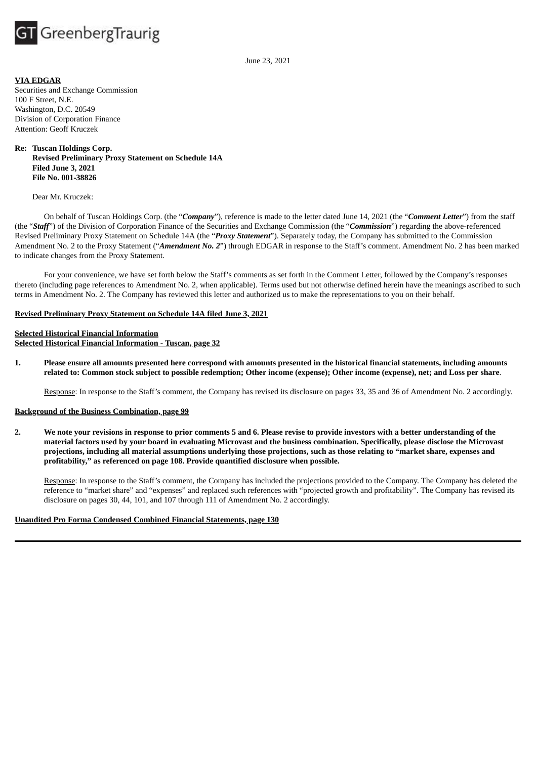GT GreenbergTraurig

June 23, 2021

**VIA EDGAR**
Securities and Exchange Commission
100 F Street, N.E.
Washington, D.C. 20549
Division of Corporation Finance
Attention: Geoff Kruczek

**Re: Tuscan Holdings Corp.**
**Revised Preliminary Proxy Statement on Schedule 14A**
**Filed June 3, 2021**
**File No. 001-38826**

Dear Mr. Kruczek:

On behalf of Tuscan Holdings Corp. (the "***Company***"), reference is made to the letter dated June 14, 2021 (the "***Comment Letter***") from the staff (the "***Staff***") of the Division of Corporation Finance of the Securities and Exchange Commission (the "***Commission***") regarding the above-referenced Revised Preliminary Proxy Statement on Schedule 14A (the "***Proxy Statement***"). Separately today, the Company has submitted to the Commission Amendment No. 2 to the Proxy Statement ("***Amendment No. 2***") through EDGAR in response to the Staff's comment. Amendment No. 2 has been marked to indicate changes from the Proxy Statement.

For your convenience, we have set forth below the Staff's comments as set forth in the Comment Letter, followed by the Company's responses thereto (including page references to Amendment No. 2, when applicable). Terms used but not otherwise defined herein have the meanings ascribed to such terms in Amendment No. 2. The Company has reviewed this letter and authorized us to make the representations to you on their behalf.

**Revised Preliminary Proxy Statement on Schedule 14A filed June 3, 2021**

**Selected Historical Financial Information**
**Selected Historical Financial Information - Tuscan, page 32**

1. **Please ensure all amounts presented here correspond with amounts presented in the historical financial statements, including amounts related to: Common stock subject to possible redemption; Other income (expense); Other income (expense), net; and Loss per share**.

   Response: In response to the Staff's comment, the Company has revised its disclosure on pages 33, 35 and 36 of Amendment No. 2 accordingly.

**Background of the Business Combination, page 99**

2. **We note your revisions in response to prior comments 5 and 6. Please revise to provide investors with a better understanding of the material factors used by your board in evaluating Microvast and the business combination. Specifically, please disclose the Microvast projections, including all material assumptions underlying those projections, such as those relating to "market share, expenses and profitability," as referenced on page 108. Provide quantified disclosure when possible.**

   Response: In response to the Staff's comment, the Company has included the projections provided to the Company. The Company has deleted the reference to "market share" and "expenses" and replaced such references with "projected growth and profitability". The Company has revised its disclosure on pages 30, 44, 101, and 107 through 111 of Amendment No. 2 accordingly.

**Unaudited Pro Forma Condensed Combined Financial Statements, page 130**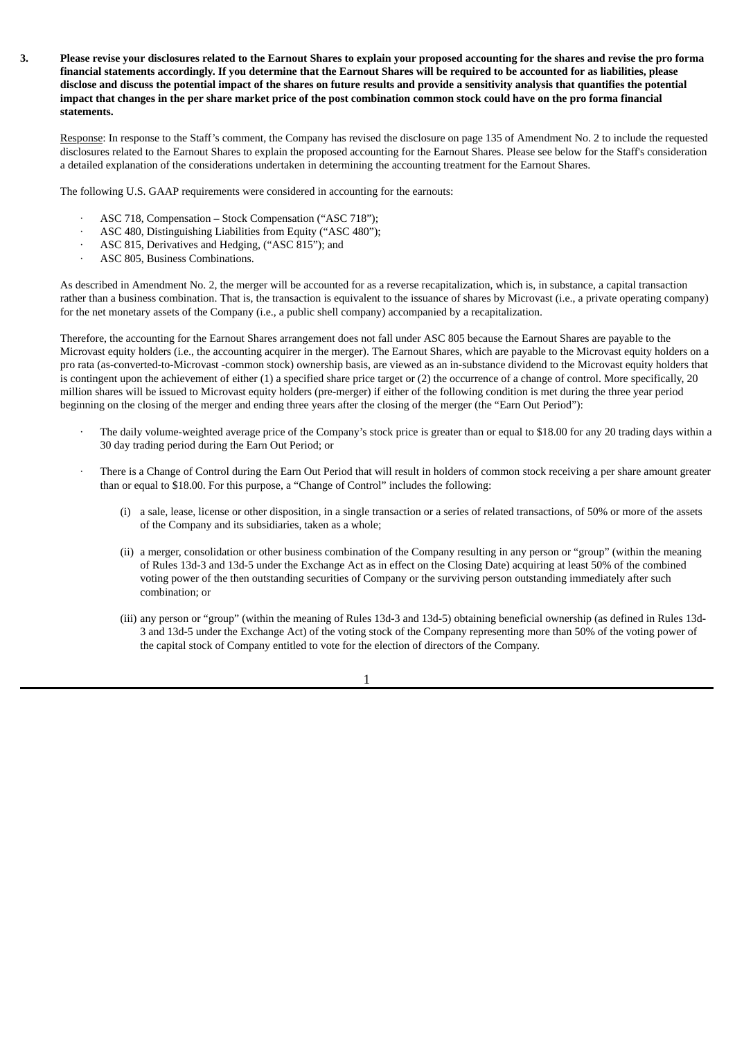**3. Please revise your disclosures related to the Earnout Shares to explain your proposed accounting for the shares and revise the pro forma financial statements accordingly. If you determine that the Earnout Shares will be required to be accounted for as liabilities, please disclose and discuss the potential impact of the shares on future results and provide a sensitivity analysis that quantifies the potential impact that changes in the per share market price of the post combination common stock could have on the pro forma financial statements.**

Response: In response to the Staff's comment, the Company has revised the disclosure on page 135 of Amendment No. 2 to include the requested disclosures related to the Earnout Shares to explain the proposed accounting for the Earnout Shares. Please see below for the Staff's consideration a detailed explanation of the considerations undertaken in determining the accounting treatment for the Earnout Shares.

The following U.S. GAAP requirements were considered in accounting for the earnouts:

- ASC 718, Compensation – Stock Compensation ("ASC 718");
- ASC 480, Distinguishing Liabilities from Equity ("ASC 480");
- ASC 815, Derivatives and Hedging, ("ASC 815"); and
- ASC 805, Business Combinations.

As described in Amendment No. 2, the merger will be accounted for as a reverse recapitalization, which is, in substance, a capital transaction rather than a business combination. That is, the transaction is equivalent to the issuance of shares by Microvast (i.e., a private operating company) for the net monetary assets of the Company (i.e., a public shell company) accompanied by a recapitalization.

Therefore, the accounting for the Earnout Shares arrangement does not fall under ASC 805 because the Earnout Shares are payable to the Microvast equity holders (i.e., the accounting acquirer in the merger). The Earnout Shares, which are payable to the Microvast equity holders on a pro rata (as-converted-to-Microvast -common stock) ownership basis, are viewed as an in-substance dividend to the Microvast equity holders that is contingent upon the achievement of either (1) a specified share price target or (2) the occurrence of a change of control. More specifically, 20 million shares will be issued to Microvast equity holders (pre-merger) if either of the following condition is met during the three year period beginning on the closing of the merger and ending three years after the closing of the merger (the "Earn Out Period"):

- The daily volume-weighted average price of the Company's stock price is greater than or equal to $18.00 for any 20 trading days within a 30 day trading period during the Earn Out Period; or
- There is a Change of Control during the Earn Out Period that will result in holders of common stock receiving a per share amount greater than or equal to $18.00. For this purpose, a "Change of Control" includes the following:

  (i) a sale, lease, license or other disposition, in a single transaction or a series of related transactions, of 50% or more of the assets of the Company and its subsidiaries, taken as a whole;

  (ii) a merger, consolidation or other business combination of the Company resulting in any person or "group" (within the meaning of Rules 13d-3 and 13d-5 under the Exchange Act as in effect on the Closing Date) acquiring at least 50% of the combined voting power of the then outstanding securities of Company or the surviving person outstanding immediately after such combination; or

  (iii) any person or "group" (within the meaning of Rules 13d-3 and 13d-5) obtaining beneficial ownership (as defined in Rules 13d-3 and 13d-5 under the Exchange Act) of the voting stock of the Company representing more than 50% of the voting power of the capital stock of Company entitled to vote for the election of directors of the Company.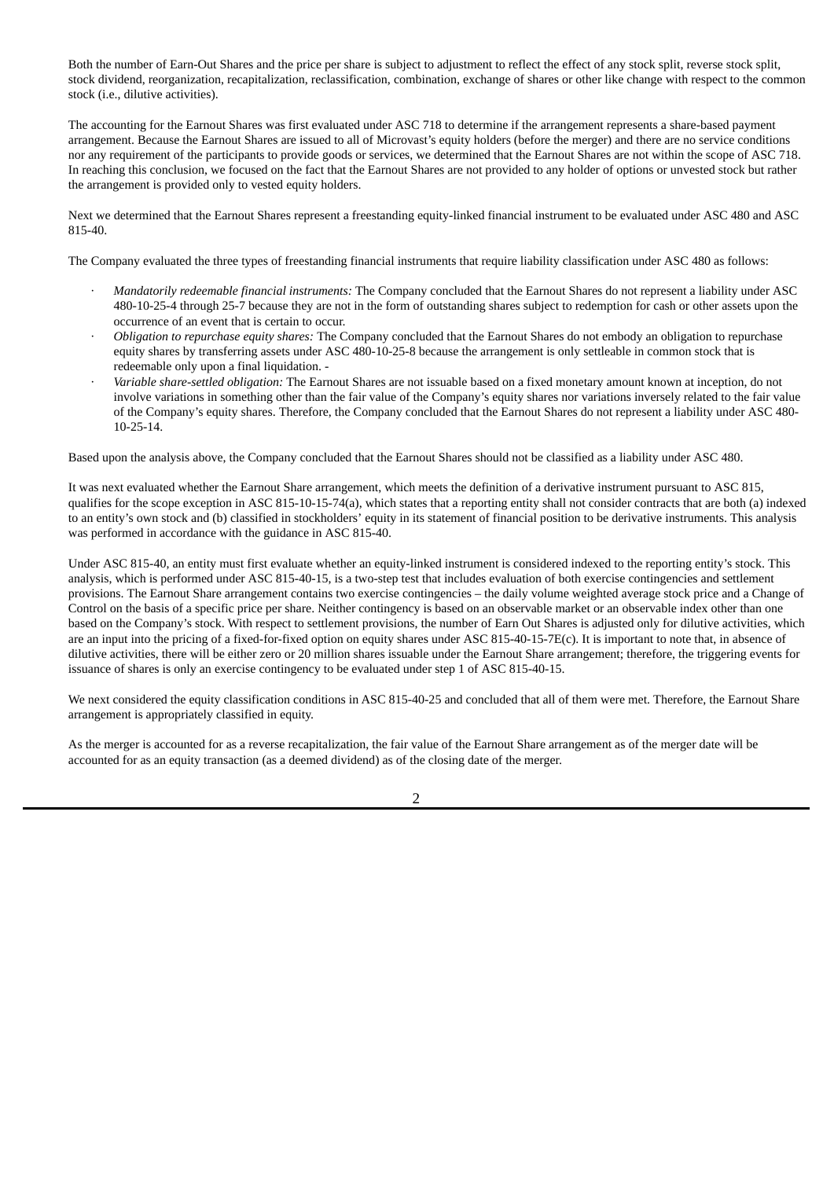Both the number of Earn-Out Shares and the price per share is subject to adjustment to reflect the effect of any stock split, reverse stock split, stock dividend, reorganization, recapitalization, reclassification, combination, exchange of shares or other like change with respect to the common stock (i.e., dilutive activities).

The accounting for the Earnout Shares was first evaluated under ASC 718 to determine if the arrangement represents a share-based payment arrangement. Because the Earnout Shares are issued to all of Microvast's equity holders (before the merger) and there are no service conditions nor any requirement of the participants to provide goods or services, we determined that the Earnout Shares are not within the scope of ASC 718. In reaching this conclusion, we focused on the fact that the Earnout Shares are not provided to any holder of options or unvested stock but rather the arrangement is provided only to vested equity holders.

Next we determined that the Earnout Shares represent a freestanding equity-linked financial instrument to be evaluated under ASC 480 and ASC 815-40.

The Company evaluated the three types of freestanding financial instruments that require liability classification under ASC 480 as follows:

- *Mandatorily redeemable financial instruments:* The Company concluded that the Earnout Shares do not represent a liability under ASC 480-10-25-4 through 25-7 because they are not in the form of outstanding shares subject to redemption for cash or other assets upon the occurrence of an event that is certain to occur.
- *Obligation to repurchase equity shares:* The Company concluded that the Earnout Shares do not embody an obligation to repurchase equity shares by transferring assets under ASC 480-10-25-8 because the arrangement is only settleable in common stock that is redeemable only upon a final liquidation. -
- *Variable share-settled obligation:* The Earnout Shares are not issuable based on a fixed monetary amount known at inception, do not involve variations in something other than the fair value of the Company's equity shares nor variations inversely related to the fair value of the Company's equity shares. Therefore, the Company concluded that the Earnout Shares do not represent a liability under ASC 480-10-25-14.

Based upon the analysis above, the Company concluded that the Earnout Shares should not be classified as a liability under ASC 480.

It was next evaluated whether the Earnout Share arrangement, which meets the definition of a derivative instrument pursuant to ASC 815, qualifies for the scope exception in ASC 815-10-15-74(a), which states that a reporting entity shall not consider contracts that are both (a) indexed to an entity's own stock and (b) classified in stockholders' equity in its statement of financial position to be derivative instruments. This analysis was performed in accordance with the guidance in ASC 815-40.

Under ASC 815-40, an entity must first evaluate whether an equity-linked instrument is considered indexed to the reporting entity's stock. This analysis, which is performed under ASC 815-40-15, is a two-step test that includes evaluation of both exercise contingencies and settlement provisions. The Earnout Share arrangement contains two exercise contingencies – the daily volume weighted average stock price and a Change of Control on the basis of a specific price per share. Neither contingency is based on an observable market or an observable index other than one based on the Company's stock. With respect to settlement provisions, the number of Earn Out Shares is adjusted only for dilutive activities, which are an input into the pricing of a fixed-for-fixed option on equity shares under ASC 815-40-15-7E(c). It is important to note that, in absence of dilutive activities, there will be either zero or 20 million shares issuable under the Earnout Share arrangement; therefore, the triggering events for issuance of shares is only an exercise contingency to be evaluated under step 1 of ASC 815-40-15.

We next considered the equity classification conditions in ASC 815-40-25 and concluded that all of them were met. Therefore, the Earnout Share arrangement is appropriately classified in equity.

As the merger is accounted for as a reverse recapitalization, the fair value of the Earnout Share arrangement as of the merger date will be accounted for as an equity transaction (as a deemed dividend) as of the closing date of the merger.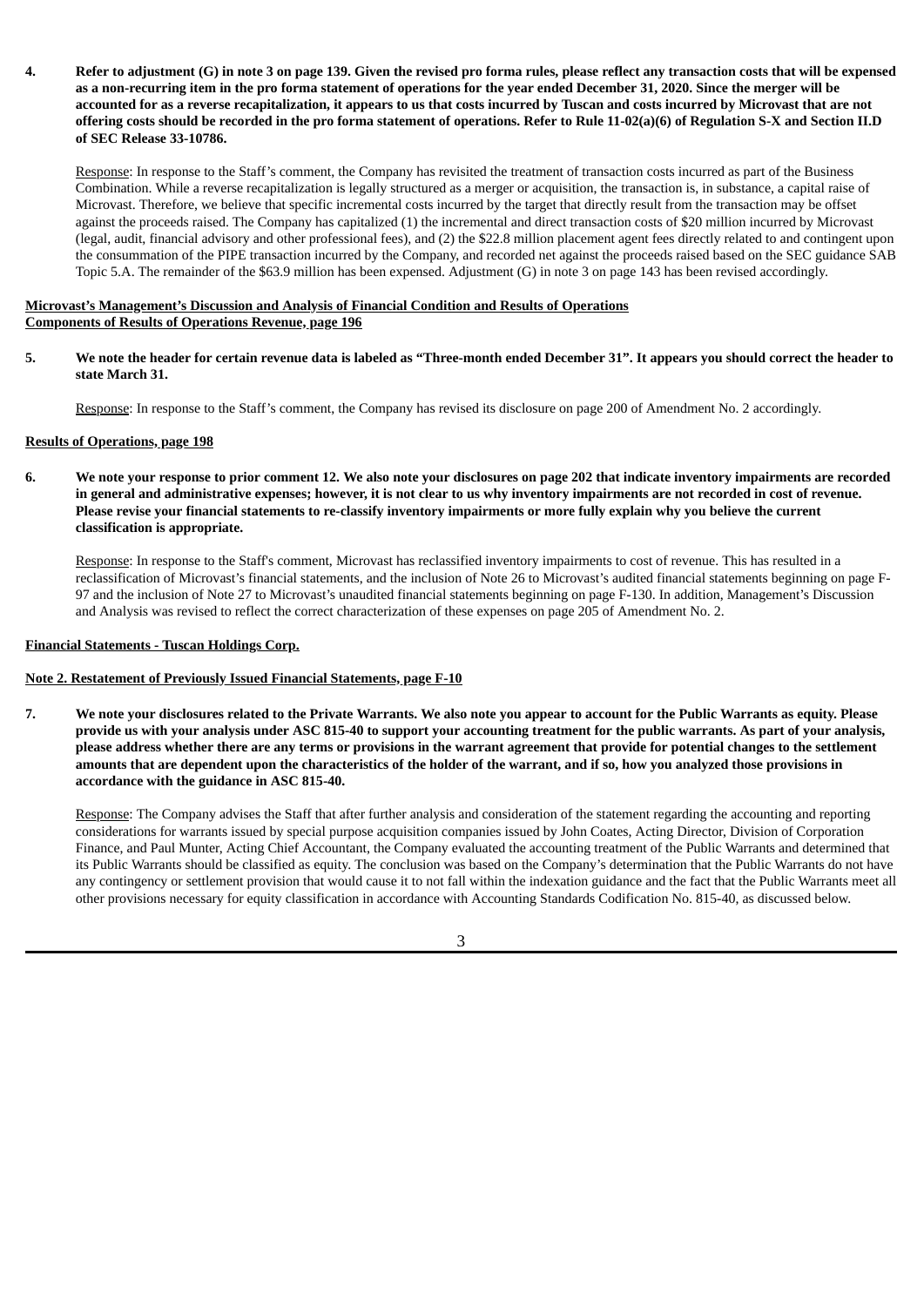**4. Refer to adjustment (G) in note 3 on page 139. Given the revised pro forma rules, please reflect any transaction costs that will be expensed as a non-recurring item in the pro forma statement of operations for the year ended December 31, 2020. Since the merger will be accounted for as a reverse recapitalization, it appears to us that costs incurred by Tuscan and costs incurred by Microvast that are not offering costs should be recorded in the pro forma statement of operations. Refer to Rule 11-02(a)(6) of Regulation S-X and Section II.D of SEC Release 33-10786.**

Response: In response to the Staff's comment, the Company has revisited the treatment of transaction costs incurred as part of the Business Combination. While a reverse recapitalization is legally structured as a merger or acquisition, the transaction is, in substance, a capital raise of Microvast. Therefore, we believe that specific incremental costs incurred by the target that directly result from the transaction may be offset against the proceeds raised. The Company has capitalized (1) the incremental and direct transaction costs of $20 million incurred by Microvast (legal, audit, financial advisory and other professional fees), and (2) the $22.8 million placement agent fees directly related to and contingent upon the consummation of the PIPE transaction incurred by the Company, and recorded net against the proceeds raised based on the SEC guidance SAB Topic 5.A. The remainder of the $63.9 million has been expensed. Adjustment (G) in note 3 on page 143 has been revised accordingly.

**Microvast's Management's Discussion and Analysis of Financial Condition and Results of Operations**
**Components of Results of Operations Revenue, page 196**

**5. We note the header for certain revenue data is labeled as "Three-month ended December 31". It appears you should correct the header to state March 31.**

Response: In response to the Staff's comment, the Company has revised its disclosure on page 200 of Amendment No. 2 accordingly.

**Results of Operations, page 198**

**6. We note your response to prior comment 12. We also note your disclosures on page 202 that indicate inventory impairments are recorded in general and administrative expenses; however, it is not clear to us why inventory impairments are not recorded in cost of revenue. Please revise your financial statements to re-classify inventory impairments or more fully explain why you believe the current classification is appropriate.**

Response: In response to the Staff's comment, Microvast has reclassified inventory impairments to cost of revenue. This has resulted in a reclassification of Microvast's financial statements, and the inclusion of Note 26 to Microvast's audited financial statements beginning on page F-97 and the inclusion of Note 27 to Microvast's unaudited financial statements beginning on page F-130. In addition, Management's Discussion and Analysis was revised to reflect the correct characterization of these expenses on page 205 of Amendment No. 2.

**Financial Statements - Tuscan Holdings Corp.**

**Note 2. Restatement of Previously Issued Financial Statements, page F-10**

**7. We note your disclosures related to the Private Warrants. We also note you appear to account for the Public Warrants as equity. Please provide us with your analysis under ASC 815-40 to support your accounting treatment for the public warrants. As part of your analysis, please address whether there are any terms or provisions in the warrant agreement that provide for potential changes to the settlement amounts that are dependent upon the characteristics of the holder of the warrant, and if so, how you analyzed those provisions in accordance with the guidance in ASC 815-40.**

Response: The Company advises the Staff that after further analysis and consideration of the statement regarding the accounting and reporting considerations for warrants issued by special purpose acquisition companies issued by John Coates, Acting Director, Division of Corporation Finance, and Paul Munter, Acting Chief Accountant, the Company evaluated the accounting treatment of the Public Warrants and determined that its Public Warrants should be classified as equity. The conclusion was based on the Company's determination that the Public Warrants do not have any contingency or settlement provision that would cause it to not fall within the indexation guidance and the fact that the Public Warrants meet all other provisions necessary for equity classification in accordance with Accounting Standards Codification No. 815-40, as discussed below.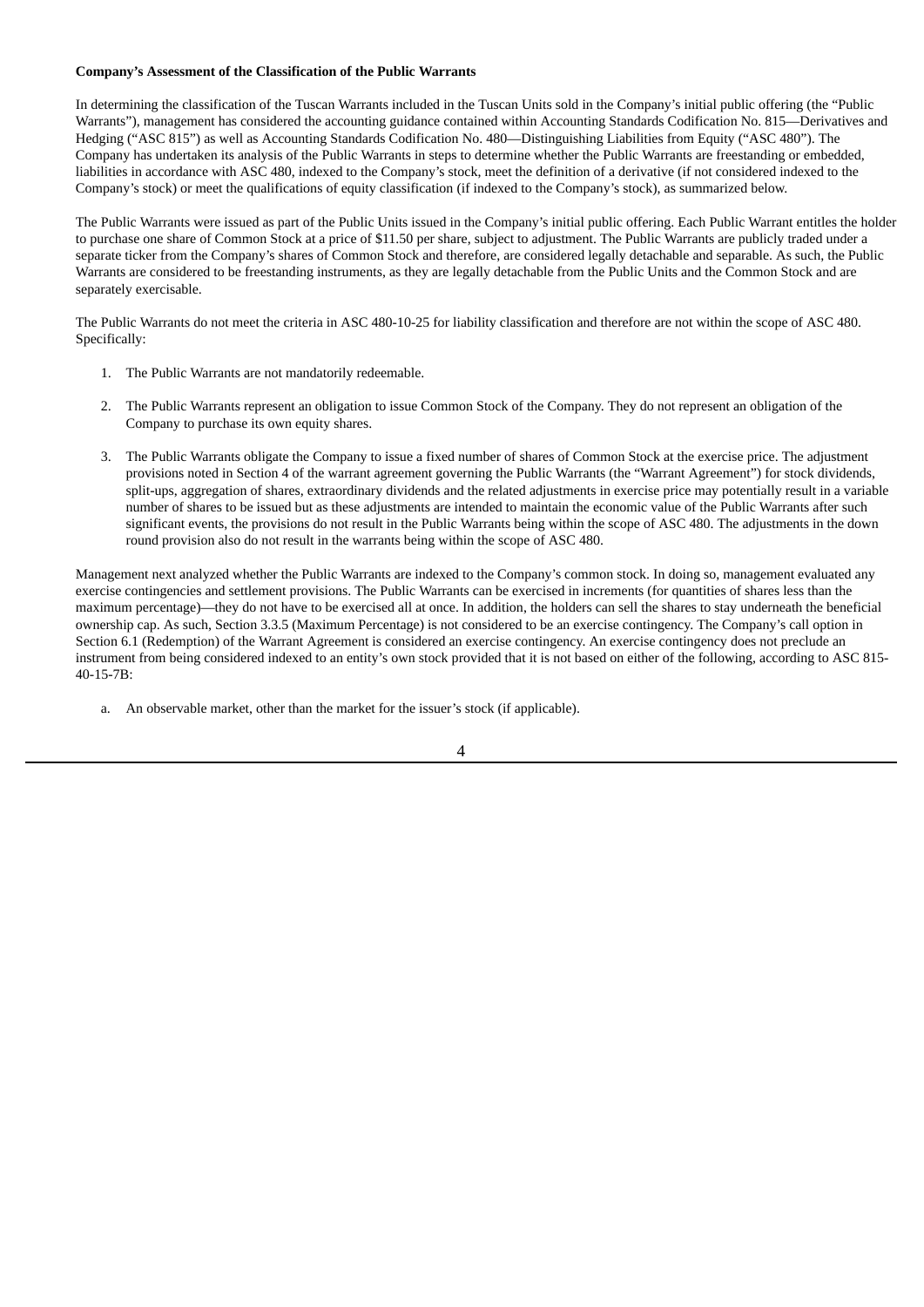**Company's Assessment of the Classification of the Public Warrants**

In determining the classification of the Tuscan Warrants included in the Tuscan Units sold in the Company's initial public offering (the "Public Warrants"), management has considered the accounting guidance contained within Accounting Standards Codification No. 815—Derivatives and Hedging ("ASC 815") as well as Accounting Standards Codification No. 480—Distinguishing Liabilities from Equity ("ASC 480"). The Company has undertaken its analysis of the Public Warrants in steps to determine whether the Public Warrants are freestanding or embedded, liabilities in accordance with ASC 480, indexed to the Company's stock, meet the definition of a derivative (if not considered indexed to the Company's stock) or meet the qualifications of equity classification (if indexed to the Company's stock), as summarized below.

The Public Warrants were issued as part of the Public Units issued in the Company's initial public offering. Each Public Warrant entitles the holder to purchase one share of Common Stock at a price of $11.50 per share, subject to adjustment. The Public Warrants are publicly traded under a separate ticker from the Company's shares of Common Stock and therefore, are considered legally detachable and separable. As such, the Public Warrants are considered to be freestanding instruments, as they are legally detachable from the Public Units and the Common Stock and are separately exercisable.

The Public Warrants do not meet the criteria in ASC 480-10-25 for liability classification and therefore are not within the scope of ASC 480. Specifically:

1. The Public Warrants are not mandatorily redeemable.
2. The Public Warrants represent an obligation to issue Common Stock of the Company. They do not represent an obligation of the Company to purchase its own equity shares.
3. The Public Warrants obligate the Company to issue a fixed number of shares of Common Stock at the exercise price. The adjustment provisions noted in Section 4 of the warrant agreement governing the Public Warrants (the "Warrant Agreement") for stock dividends, split-ups, aggregation of shares, extraordinary dividends and the related adjustments in exercise price may potentially result in a variable number of shares to be issued but as these adjustments are intended to maintain the economic value of the Public Warrants after such significant events, the provisions do not result in the Public Warrants being within the scope of ASC 480. The adjustments in the down round provision also do not result in the warrants being within the scope of ASC 480.

Management next analyzed whether the Public Warrants are indexed to the Company's common stock. In doing so, management evaluated any exercise contingencies and settlement provisions. The Public Warrants can be exercised in increments (for quantities of shares less than the maximum percentage)—they do not have to be exercised all at once. In addition, the holders can sell the shares to stay underneath the beneficial ownership cap. As such, Section 3.3.5 (Maximum Percentage) is not considered to be an exercise contingency. The Company's call option in Section 6.1 (Redemption) of the Warrant Agreement is considered an exercise contingency. An exercise contingency does not preclude an instrument from being considered indexed to an entity's own stock provided that it is not based on either of the following, according to ASC 815-40-15-7B:

a. An observable market, other than the market for the issuer's stock (if applicable).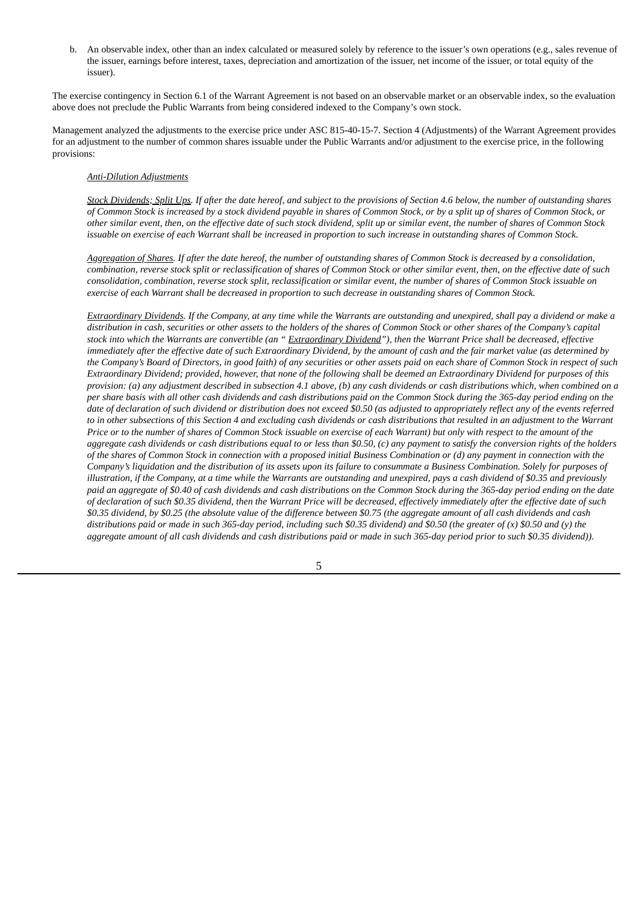b. An observable index, other than an index calculated or measured solely by reference to the issuer's own operations (e.g., sales revenue of the issuer, earnings before interest, taxes, depreciation and amortization of the issuer, net income of the issuer, or total equity of the issuer).

The exercise contingency in Section 6.1 of the Warrant Agreement is not based on an observable market or an observable index, so the evaluation above does not preclude the Public Warrants from being considered indexed to the Company's own stock.

Management analyzed the adjustments to the exercise price under ASC 815-40-15-7. Section 4 (Adjustments) of the Warrant Agreement provides for an adjustment to the number of common shares issuable under the Public Warrants and/or adjustment to the exercise price, in the following provisions:

*Anti-Dilution Adjustments*

*Stock Dividends; Split Ups. If after the date hereof, and subject to the provisions of Section 4.6 below, the number of outstanding shares of Common Stock is increased by a stock dividend payable in shares of Common Stock, or by a split up of shares of Common Stock, or other similar event, then, on the effective date of such stock dividend, split up or similar event, the number of shares of Common Stock issuable on exercise of each Warrant shall be increased in proportion to such increase in outstanding shares of Common Stock.*

*Aggregation of Shares. If after the date hereof, the number of outstanding shares of Common Stock is decreased by a consolidation, combination, reverse stock split or reclassification of shares of Common Stock or other similar event, then, on the effective date of such consolidation, combination, reverse stock split, reclassification or similar event, the number of shares of Common Stock issuable on exercise of each Warrant shall be decreased in proportion to such decrease in outstanding shares of Common Stock.*

*Extraordinary Dividends. If the Company, at any time while the Warrants are outstanding and unexpired, shall pay a dividend or make a distribution in cash, securities or other assets to the holders of the shares of Common Stock or other shares of the Company's capital stock into which the Warrants are convertible (an " Extraordinary Dividend"), then the Warrant Price shall be decreased, effective immediately after the effective date of such Extraordinary Dividend, by the amount of cash and the fair market value (as determined by the Company's Board of Directors, in good faith) of any securities or other assets paid on each share of Common Stock in respect of such Extraordinary Dividend; provided, however, that none of the following shall be deemed an Extraordinary Dividend for purposes of this provision: (a) any adjustment described in subsection 4.1 above, (b) any cash dividends or cash distributions which, when combined on a per share basis with all other cash dividends and cash distributions paid on the Common Stock during the 365-day period ending on the date of declaration of such dividend or distribution does not exceed $0.50 (as adjusted to appropriately reflect any of the events referred to in other subsections of this Section 4 and excluding cash dividends or cash distributions that resulted in an adjustment to the Warrant Price or to the number of shares of Common Stock issuable on exercise of each Warrant) but only with respect to the amount of the aggregate cash dividends or cash distributions equal to or less than $0.50, (c) any payment to satisfy the conversion rights of the holders of the shares of Common Stock in connection with a proposed initial Business Combination or (d) any payment in connection with the Company's liquidation and the distribution of its assets upon its failure to consummate a Business Combination. Solely for purposes of illustration, if the Company, at a time while the Warrants are outstanding and unexpired, pays a cash dividend of $0.35 and previously paid an aggregate of $0.40 of cash dividends and cash distributions on the Common Stock during the 365-day period ending on the date of declaration of such $0.35 dividend, then the Warrant Price will be decreased, effectively immediately after the effective date of such $0.35 dividend, by $0.25 (the absolute value of the difference between $0.75 (the aggregate amount of all cash dividends and cash distributions paid or made in such 365-day period, including such $0.35 dividend) and $0.50 (the greater of (x) $0.50 and (y) the aggregate amount of all cash dividends and cash distributions paid or made in such 365-day period prior to such $0.35 dividend)).*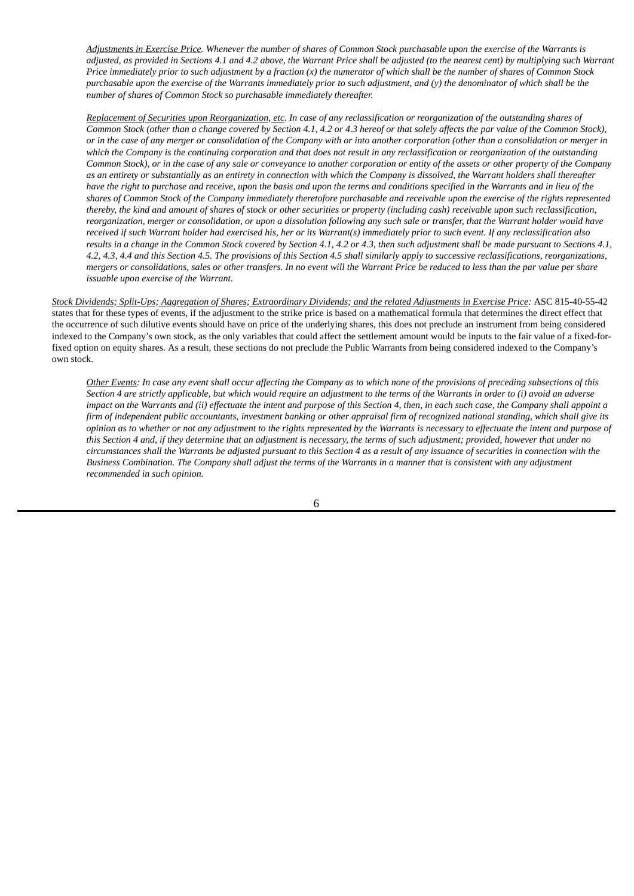*<u>Adjustments in Exercise Price</u>. Whenever the number of shares of Common Stock purchasable upon the exercise of the Warrants is adjusted, as provided in Sections 4.1 and 4.2 above, the Warrant Price shall be adjusted (to the nearest cent) by multiplying such Warrant Price immediately prior to such adjustment by a fraction (x) the numerator of which shall be the number of shares of Common Stock purchasable upon the exercise of the Warrants immediately prior to such adjustment, and (y) the denominator of which shall be the number of shares of Common Stock so purchasable immediately thereafter.*

*<u>Replacement of Securities upon Reorganization, etc</u>. In case of any reclassification or reorganization of the outstanding shares of Common Stock (other than a change covered by Section 4.1, 4.2 or 4.3 hereof or that solely affects the par value of the Common Stock), or in the case of any merger or consolidation of the Company with or into another corporation (other than a consolidation or merger in which the Company is the continuing corporation and that does not result in any reclassification or reorganization of the outstanding Common Stock), or in the case of any sale or conveyance to another corporation or entity of the assets or other property of the Company as an entirety or substantially as an entirety in connection with which the Company is dissolved, the Warrant holders shall thereafter have the right to purchase and receive, upon the basis and upon the terms and conditions specified in the Warrants and in lieu of the shares of Common Stock of the Company immediately theretofore purchasable and receivable upon the exercise of the rights represented thereby, the kind and amount of shares of stock or other securities or property (including cash) receivable upon such reclassification, reorganization, merger or consolidation, or upon a dissolution following any such sale or transfer, that the Warrant holder would have received if such Warrant holder had exercised his, her or its Warrant(s) immediately prior to such event. If any reclassification also results in a change in the Common Stock covered by Section 4.1, 4.2 or 4.3, then such adjustment shall be made pursuant to Sections 4.1, 4.2, 4.3, 4.4 and this Section 4.5. The provisions of this Section 4.5 shall similarly apply to successive reclassifications, reorganizations, mergers or consolidations, sales or other transfers. In no event will the Warrant Price be reduced to less than the par value per share issuable upon exercise of the Warrant.*

*<u>Stock Dividends; Split-Ups; Aggregation of Shares; Extraordinary Dividends; and the related Adjustments in Exercise Price</u>:* ASC 815-40-55-42 states that for these types of events, if the adjustment to the strike price is based on a mathematical formula that determines the direct effect that the occurrence of such dilutive events should have on price of the underlying shares, this does not preclude an instrument from being considered indexed to the Company's own stock, as the only variables that could affect the settlement amount would be inputs to the fair value of a fixed-for-fixed option on equity shares. As a result, these sections do not preclude the Public Warrants from being considered indexed to the Company's own stock.

*<u>Other Events</u>: In case any event shall occur affecting the Company as to which none of the provisions of preceding subsections of this Section 4 are strictly applicable, but which would require an adjustment to the terms of the Warrants in order to (i) avoid an adverse impact on the Warrants and (ii) effectuate the intent and purpose of this Section 4, then, in each such case, the Company shall appoint a firm of independent public accountants, investment banking or other appraisal firm of recognized national standing, which shall give its opinion as to whether or not any adjustment to the rights represented by the Warrants is necessary to effectuate the intent and purpose of this Section 4 and, if they determine that an adjustment is necessary, the terms of such adjustment; provided, however that under no circumstances shall the Warrants be adjusted pursuant to this Section 4 as a result of any issuance of securities in connection with the Business Combination. The Company shall adjust the terms of the Warrants in a manner that is consistent with any adjustment recommended in such opinion.*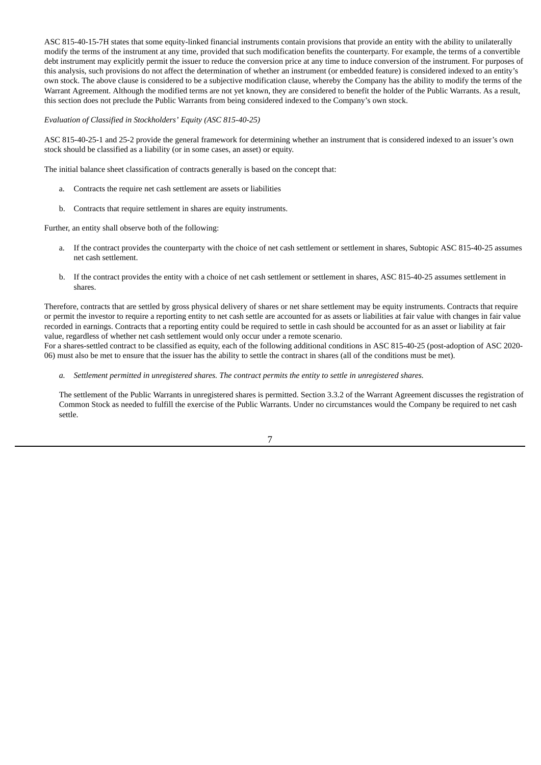ASC 815-40-15-7H states that some equity-linked financial instruments contain provisions that provide an entity with the ability to unilaterally modify the terms of the instrument at any time, provided that such modification benefits the counterparty. For example, the terms of a convertible debt instrument may explicitly permit the issuer to reduce the conversion price at any time to induce conversion of the instrument. For purposes of this analysis, such provisions do not affect the determination of whether an instrument (or embedded feature) is considered indexed to an entity's own stock. The above clause is considered to be a subjective modification clause, whereby the Company has the ability to modify the terms of the Warrant Agreement. Although the modified terms are not yet known, they are considered to benefit the holder of the Public Warrants. As a result, this section does not preclude the Public Warrants from being considered indexed to the Company's own stock.

*Evaluation of Classified in Stockholders' Equity (ASC 815-40-25)*

ASC 815-40-25-1 and 25-2 provide the general framework for determining whether an instrument that is considered indexed to an issuer's own stock should be classified as a liability (or in some cases, an asset) or equity.

The initial balance sheet classification of contracts generally is based on the concept that:

a. Contracts the require net cash settlement are assets or liabilities

b. Contracts that require settlement in shares are equity instruments.

Further, an entity shall observe both of the following:

a. If the contract provides the counterparty with the choice of net cash settlement or settlement in shares, Subtopic ASC 815-40-25 assumes net cash settlement.

b. If the contract provides the entity with a choice of net cash settlement or settlement in shares, ASC 815-40-25 assumes settlement in shares.

Therefore, contracts that are settled by gross physical delivery of shares or net share settlement may be equity instruments. Contracts that require or permit the investor to require a reporting entity to net cash settle are accounted for as assets or liabilities at fair value with changes in fair value recorded in earnings. Contracts that a reporting entity could be required to settle in cash should be accounted for as an asset or liability at fair value, regardless of whether net cash settlement would only occur under a remote scenario.
For a shares-settled contract to be classified as equity, each of the following additional conditions in ASC 815-40-25 (post-adoption of ASC 2020-06) must also be met to ensure that the issuer has the ability to settle the contract in shares (all of the conditions must be met).

*a. Settlement permitted in unregistered shares. The contract permits the entity to settle in unregistered shares.*

The settlement of the Public Warrants in unregistered shares is permitted. Section 3.3.2 of the Warrant Agreement discusses the registration of Common Stock as needed to fulfill the exercise of the Public Warrants. Under no circumstances would the Company be required to net cash settle.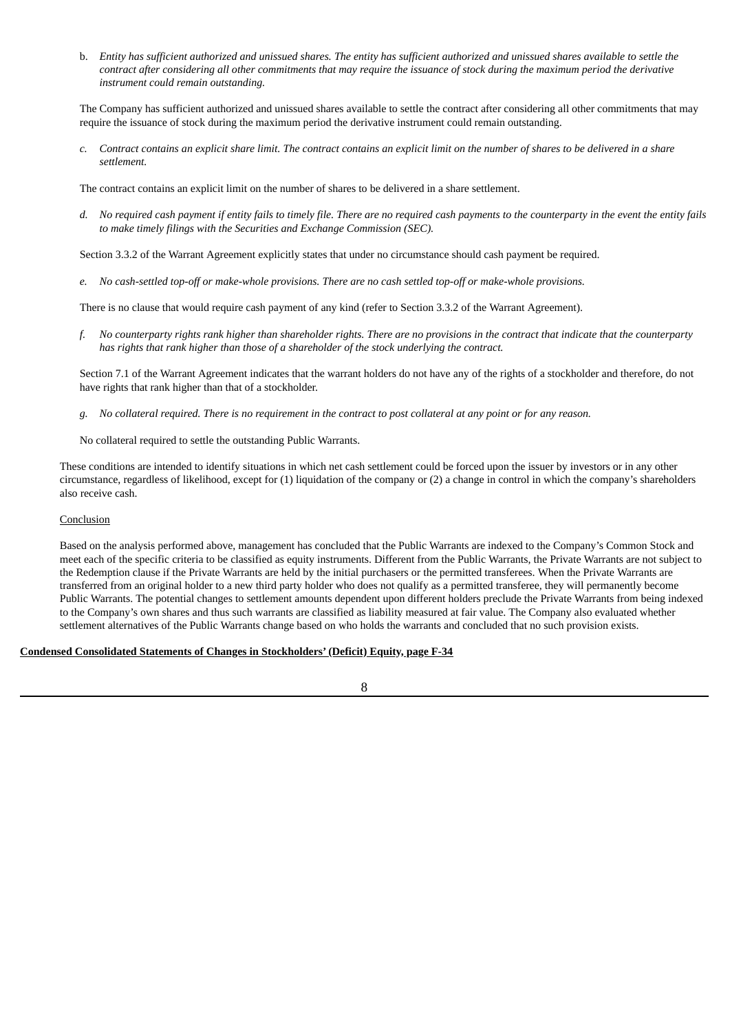b. *Entity has sufficient authorized and unissued shares. The entity has sufficient authorized and unissued shares available to settle the contract after considering all other commitments that may require the issuance of stock during the maximum period the derivative instrument could remain outstanding.*

The Company has sufficient authorized and unissued shares available to settle the contract after considering all other commitments that may require the issuance of stock during the maximum period the derivative instrument could remain outstanding.

c. *Contract contains an explicit share limit. The contract contains an explicit limit on the number of shares to be delivered in a share settlement.*

The contract contains an explicit limit on the number of shares to be delivered in a share settlement.

d. *No required cash payment if entity fails to timely file. There are no required cash payments to the counterparty in the event the entity fails to make timely filings with the Securities and Exchange Commission (SEC).*

Section 3.3.2 of the Warrant Agreement explicitly states that under no circumstance should cash payment be required.

e. *No cash-settled top-off or make-whole provisions. There are no cash settled top-off or make-whole provisions.*

There is no clause that would require cash payment of any kind (refer to Section 3.3.2 of the Warrant Agreement).

f. *No counterparty rights rank higher than shareholder rights. There are no provisions in the contract that indicate that the counterparty has rights that rank higher than those of a shareholder of the stock underlying the contract.*

Section 7.1 of the Warrant Agreement indicates that the warrant holders do not have any of the rights of a stockholder and therefore, do not have rights that rank higher than that of a stockholder.

g. *No collateral required. There is no requirement in the contract to post collateral at any point or for any reason.*

No collateral required to settle the outstanding Public Warrants.

These conditions are intended to identify situations in which net cash settlement could be forced upon the issuer by investors or in any other circumstance, regardless of likelihood, except for (1) liquidation of the company or (2) a change in control in which the company's shareholders also receive cash.

Conclusion

Based on the analysis performed above, management has concluded that the Public Warrants are indexed to the Company's Common Stock and meet each of the specific criteria to be classified as equity instruments. Different from the Public Warrants, the Private Warrants are not subject to the Redemption clause if the Private Warrants are held by the initial purchasers or the permitted transferees. When the Private Warrants are transferred from an original holder to a new third party holder who does not qualify as a permitted transferee, they will permanently become Public Warrants. The potential changes to settlement amounts dependent upon different holders preclude the Private Warrants from being indexed to the Company's own shares and thus such warrants are classified as liability measured at fair value. The Company also evaluated whether settlement alternatives of the Public Warrants change based on who holds the warrants and concluded that no such provision exists.

**Condensed Consolidated Statements of Changes in Stockholders' (Deficit) Equity, page F-34**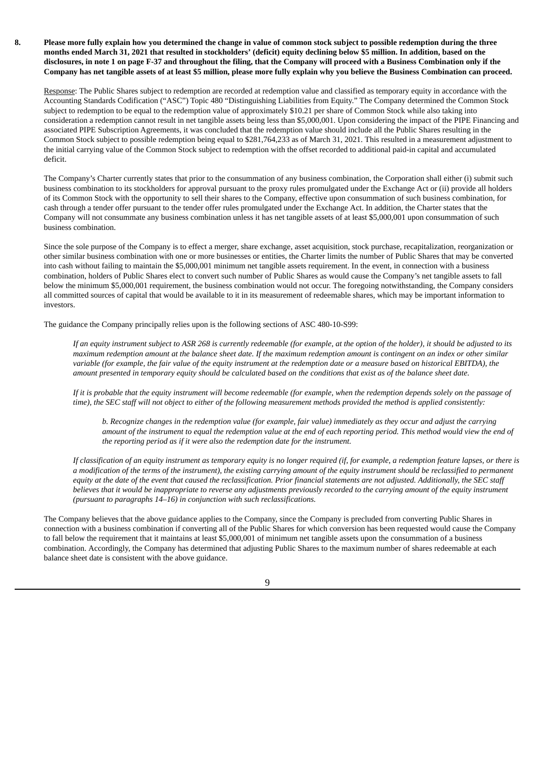**8. Please more fully explain how you determined the change in value of common stock subject to possible redemption during the three months ended March 31, 2021 that resulted in stockholders' (deficit) equity declining below $5 million. In addition, based on the disclosures, in note 1 on page F-37 and throughout the filing, that the Company will proceed with a Business Combination only if the Company has net tangible assets of at least $5 million, please more fully explain why you believe the Business Combination can proceed.**

Response: The Public Shares subject to redemption are recorded at redemption value and classified as temporary equity in accordance with the Accounting Standards Codification ("ASC") Topic 480 "Distinguishing Liabilities from Equity." The Company determined the Common Stock subject to redemption to be equal to the redemption value of approximately $10.21 per share of Common Stock while also taking into consideration a redemption cannot result in net tangible assets being less than $5,000,001. Upon considering the impact of the PIPE Financing and associated PIPE Subscription Agreements, it was concluded that the redemption value should include all the Public Shares resulting in the Common Stock subject to possible redemption being equal to $281,764,233 as of March 31, 2021. This resulted in a measurement adjustment to the initial carrying value of the Common Stock subject to redemption with the offset recorded to additional paid-in capital and accumulated deficit.

The Company's Charter currently states that prior to the consummation of any business combination, the Corporation shall either (i) submit such business combination to its stockholders for approval pursuant to the proxy rules promulgated under the Exchange Act or (ii) provide all holders of its Common Stock with the opportunity to sell their shares to the Company, effective upon consummation of such business combination, for cash through a tender offer pursuant to the tender offer rules promulgated under the Exchange Act. In addition, the Charter states that the Company will not consummate any business combination unless it has net tangible assets of at least $5,000,001 upon consummation of such business combination.

Since the sole purpose of the Company is to effect a merger, share exchange, asset acquisition, stock purchase, recapitalization, reorganization or other similar business combination with one or more businesses or entities, the Charter limits the number of Public Shares that may be converted into cash without failing to maintain the $5,000,001 minimum net tangible assets requirement. In the event, in connection with a business combination, holders of Public Shares elect to convert such number of Public Shares as would cause the Company's net tangible assets to fall below the minimum $5,000,001 requirement, the business combination would not occur. The foregoing notwithstanding, the Company considers all committed sources of capital that would be available to it in its measurement of redeemable shares, which may be important information to investors.

The guidance the Company principally relies upon is the following sections of ASC 480-10-S99:

> *If an equity instrument subject to ASR 268 is currently redeemable (for example, at the option of the holder), it should be adjusted to its maximum redemption amount at the balance sheet date. If the maximum redemption amount is contingent on an index or other similar variable (for example, the fair value of the equity instrument at the redemption date or a measure based on historical EBITDA), the amount presented in temporary equity should be calculated based on the conditions that exist as of the balance sheet date.*
>
> *If it is probable that the equity instrument will become redeemable (for example, when the redemption depends solely on the passage of time), the SEC staff will not object to either of the following measurement methods provided the method is applied consistently:*
>
> > *b. Recognize changes in the redemption value (for example, fair value) immediately as they occur and adjust the carrying amount of the instrument to equal the redemption value at the end of each reporting period. This method would view the end of the reporting period as if it were also the redemption date for the instrument.*
>
> *If classification of an equity instrument as temporary equity is no longer required (if, for example, a redemption feature lapses, or there is a modification of the terms of the instrument), the existing carrying amount of the equity instrument should be reclassified to permanent equity at the date of the event that caused the reclassification. Prior financial statements are not adjusted. Additionally, the SEC staff believes that it would be inappropriate to reverse any adjustments previously recorded to the carrying amount of the equity instrument (pursuant to paragraphs 14–16) in conjunction with such reclassifications.*

The Company believes that the above guidance applies to the Company, since the Company is precluded from converting Public Shares in connection with a business combination if converting all of the Public Shares for which conversion has been requested would cause the Company to fall below the requirement that it maintains at least $5,000,001 of minimum net tangible assets upon the consummation of a business combination. Accordingly, the Company has determined that adjusting Public Shares to the maximum number of shares redeemable at each balance sheet date is consistent with the above guidance.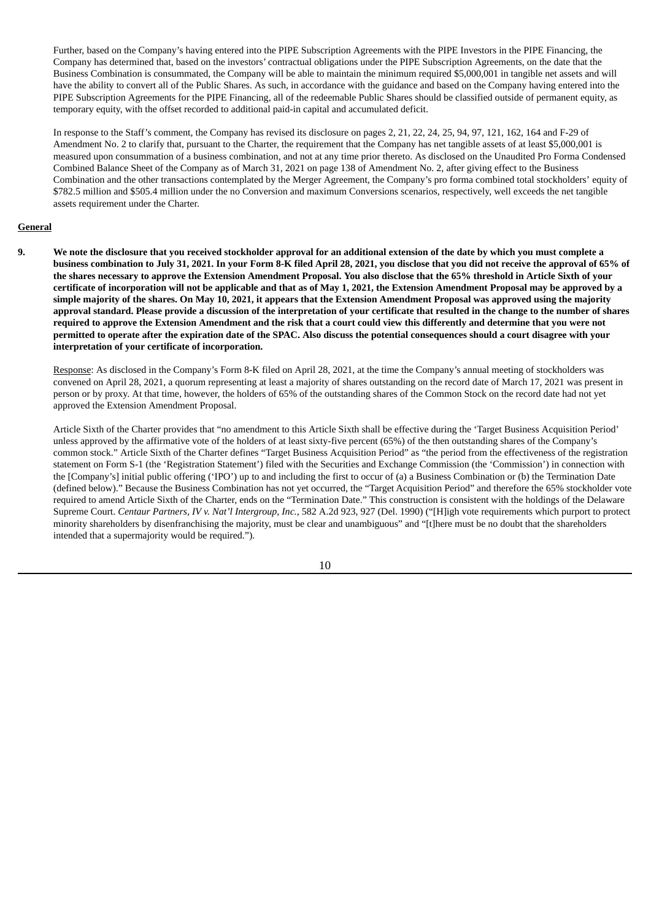Further, based on the Company's having entered into the PIPE Subscription Agreements with the PIPE Investors in the PIPE Financing, the Company has determined that, based on the investors' contractual obligations under the PIPE Subscription Agreements, on the date that the Business Combination is consummated, the Company will be able to maintain the minimum required $5,000,001 in tangible net assets and will have the ability to convert all of the Public Shares. As such, in accordance with the guidance and based on the Company having entered into the PIPE Subscription Agreements for the PIPE Financing, all of the redeemable Public Shares should be classified outside of permanent equity, as temporary equity, with the offset recorded to additional paid-in capital and accumulated deficit.

In response to the Staff's comment, the Company has revised its disclosure on pages 2, 21, 22, 24, 25, 94, 97, 121, 162, 164 and F-29 of Amendment No. 2 to clarify that, pursuant to the Charter, the requirement that the Company has net tangible assets of at least $5,000,001 is measured upon consummation of a business combination, and not at any time prior thereto. As disclosed on the Unaudited Pro Forma Condensed Combined Balance Sheet of the Company as of March 31, 2021 on page 138 of Amendment No. 2, after giving effect to the Business Combination and the other transactions contemplated by the Merger Agreement, the Company's pro forma combined total stockholders' equity of $782.5 million and $505.4 million under the no Conversion and maximum Conversions scenarios, respectively, well exceeds the net tangible assets requirement under the Charter.

**General**

**9. We note the disclosure that you received stockholder approval for an additional extension of the date by which you must complete a business combination to July 31, 2021. In your Form 8-K filed April 28, 2021, you disclose that you did not receive the approval of 65% of the shares necessary to approve the Extension Amendment Proposal. You also disclose that the 65% threshold in Article Sixth of your certificate of incorporation will not be applicable and that as of May 1, 2021, the Extension Amendment Proposal may be approved by a simple majority of the shares. On May 10, 2021, it appears that the Extension Amendment Proposal was approved using the majority approval standard. Please provide a discussion of the interpretation of your certificate that resulted in the change to the number of shares required to approve the Extension Amendment and the risk that a court could view this differently and determine that you were not permitted to operate after the expiration date of the SPAC. Also discuss the potential consequences should a court disagree with your interpretation of your certificate of incorporation.**

Response: As disclosed in the Company's Form 8-K filed on April 28, 2021, at the time the Company's annual meeting of stockholders was convened on April 28, 2021, a quorum representing at least a majority of shares outstanding on the record date of March 17, 2021 was present in person or by proxy. At that time, however, the holders of 65% of the outstanding shares of the Common Stock on the record date had not yet approved the Extension Amendment Proposal.

Article Sixth of the Charter provides that "no amendment to this Article Sixth shall be effective during the 'Target Business Acquisition Period' unless approved by the affirmative vote of the holders of at least sixty-five percent (65%) of the then outstanding shares of the Company's common stock." Article Sixth of the Charter defines "Target Business Acquisition Period" as "the period from the effectiveness of the registration statement on Form S-1 (the 'Registration Statement') filed with the Securities and Exchange Commission (the 'Commission') in connection with the [Company's] initial public offering ('IPO') up to and including the first to occur of (a) a Business Combination or (b) the Termination Date (defined below)." Because the Business Combination has not yet occurred, the "Target Acquisition Period" and therefore the 65% stockholder vote required to amend Article Sixth of the Charter, ends on the "Termination Date." This construction is consistent with the holdings of the Delaware Supreme Court. *Centaur Partners, IV v. Nat'l Intergroup, Inc.*, 582 A.2d 923, 927 (Del. 1990) ("[H]igh vote requirements which purport to protect minority shareholders by disenfranchising the majority, must be clear and unambiguous" and "[t]here must be no doubt that the shareholders intended that a supermajority would be required.").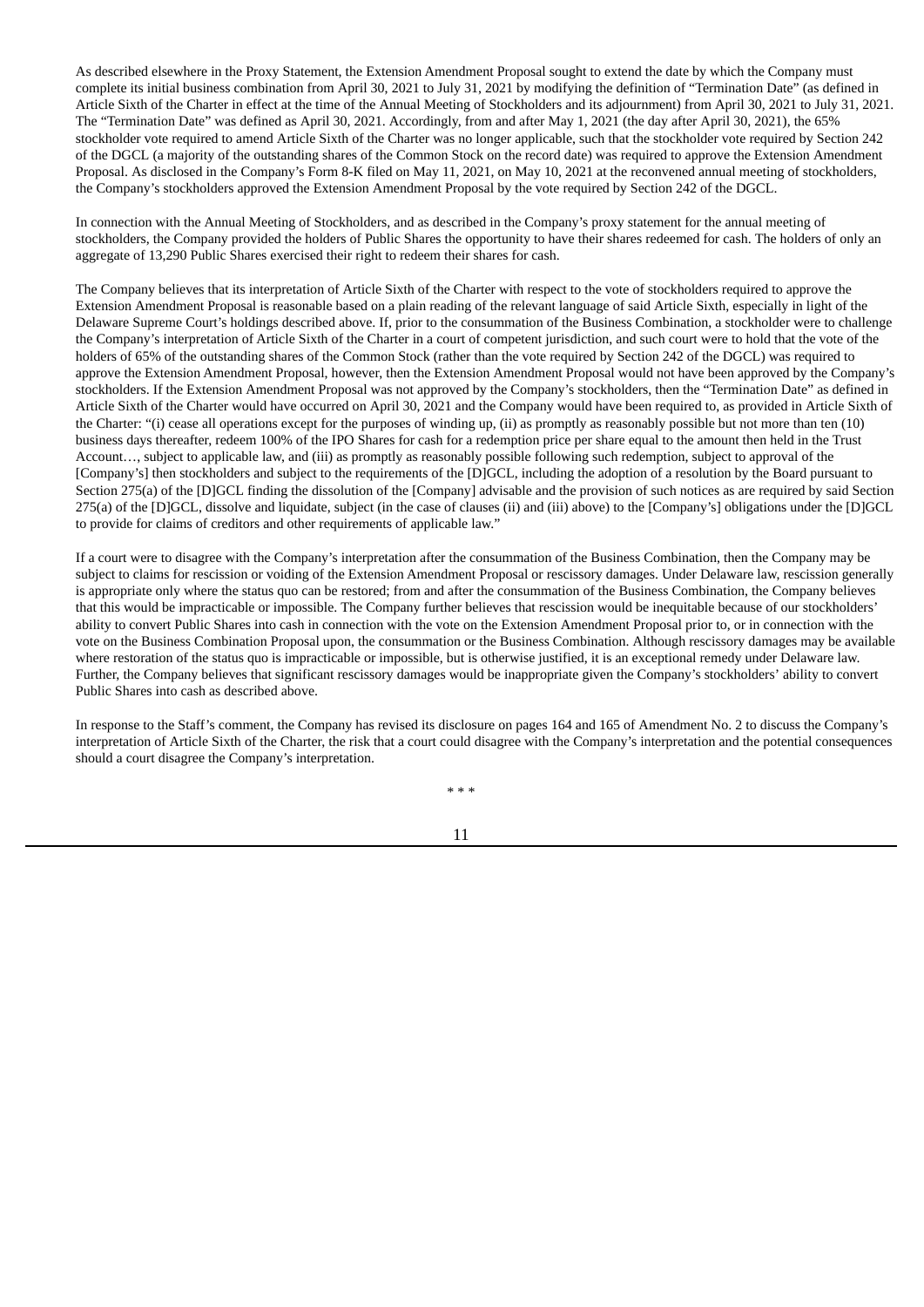As described elsewhere in the Proxy Statement, the Extension Amendment Proposal sought to extend the date by which the Company must complete its initial business combination from April 30, 2021 to July 31, 2021 by modifying the definition of "Termination Date" (as defined in Article Sixth of the Charter in effect at the time of the Annual Meeting of Stockholders and its adjournment) from April 30, 2021 to July 31, 2021. The "Termination Date" was defined as April 30, 2021. Accordingly, from and after May 1, 2021 (the day after April 30, 2021), the 65% stockholder vote required to amend Article Sixth of the Charter was no longer applicable, such that the stockholder vote required by Section 242 of the DGCL (a majority of the outstanding shares of the Common Stock on the record date) was required to approve the Extension Amendment Proposal. As disclosed in the Company's Form 8-K filed on May 11, 2021, on May 10, 2021 at the reconvened annual meeting of stockholders, the Company's stockholders approved the Extension Amendment Proposal by the vote required by Section 242 of the DGCL.

In connection with the Annual Meeting of Stockholders, and as described in the Company's proxy statement for the annual meeting of stockholders, the Company provided the holders of Public Shares the opportunity to have their shares redeemed for cash. The holders of only an aggregate of 13,290 Public Shares exercised their right to redeem their shares for cash.

The Company believes that its interpretation of Article Sixth of the Charter with respect to the vote of stockholders required to approve the Extension Amendment Proposal is reasonable based on a plain reading of the relevant language of said Article Sixth, especially in light of the Delaware Supreme Court's holdings described above. If, prior to the consummation of the Business Combination, a stockholder were to challenge the Company's interpretation of Article Sixth of the Charter in a court of competent jurisdiction, and such court were to hold that the vote of the holders of 65% of the outstanding shares of the Common Stock (rather than the vote required by Section 242 of the DGCL) was required to approve the Extension Amendment Proposal, however, then the Extension Amendment Proposal would not have been approved by the Company's stockholders. If the Extension Amendment Proposal was not approved by the Company's stockholders, then the "Termination Date" as defined in Article Sixth of the Charter would have occurred on April 30, 2021 and the Company would have been required to, as provided in Article Sixth of the Charter: "(i) cease all operations except for the purposes of winding up, (ii) as promptly as reasonably possible but not more than ten (10) business days thereafter, redeem 100% of the IPO Shares for cash for a redemption price per share equal to the amount then held in the Trust Account…, subject to applicable law, and (iii) as promptly as reasonably possible following such redemption, subject to approval of the [Company's] then stockholders and subject to the requirements of the [D]GCL, including the adoption of a resolution by the Board pursuant to Section 275(a) of the [D]GCL finding the dissolution of the [Company] advisable and the provision of such notices as are required by said Section 275(a) of the [D]GCL, dissolve and liquidate, subject (in the case of clauses (ii) and (iii) above) to the [Company's] obligations under the [D]GCL to provide for claims of creditors and other requirements of applicable law."

If a court were to disagree with the Company's interpretation after the consummation of the Business Combination, then the Company may be subject to claims for rescission or voiding of the Extension Amendment Proposal or rescissory damages. Under Delaware law, rescission generally is appropriate only where the status quo can be restored; from and after the consummation of the Business Combination, the Company believes that this would be impracticable or impossible. The Company further believes that rescission would be inequitable because of our stockholders' ability to convert Public Shares into cash in connection with the vote on the Extension Amendment Proposal prior to, or in connection with the vote on the Business Combination Proposal upon, the consummation or the Business Combination. Although rescissory damages may be available where restoration of the status quo is impracticable or impossible, but is otherwise justified, it is an exceptional remedy under Delaware law. Further, the Company believes that significant rescissory damages would be inappropriate given the Company's stockholders' ability to convert Public Shares into cash as described above.

In response to the Staff's comment, the Company has revised its disclosure on pages 164 and 165 of Amendment No. 2 to discuss the Company's interpretation of Article Sixth of the Charter, the risk that a court could disagree with the Company's interpretation and the potential consequences should a court disagree the Company's interpretation.

\* \* \*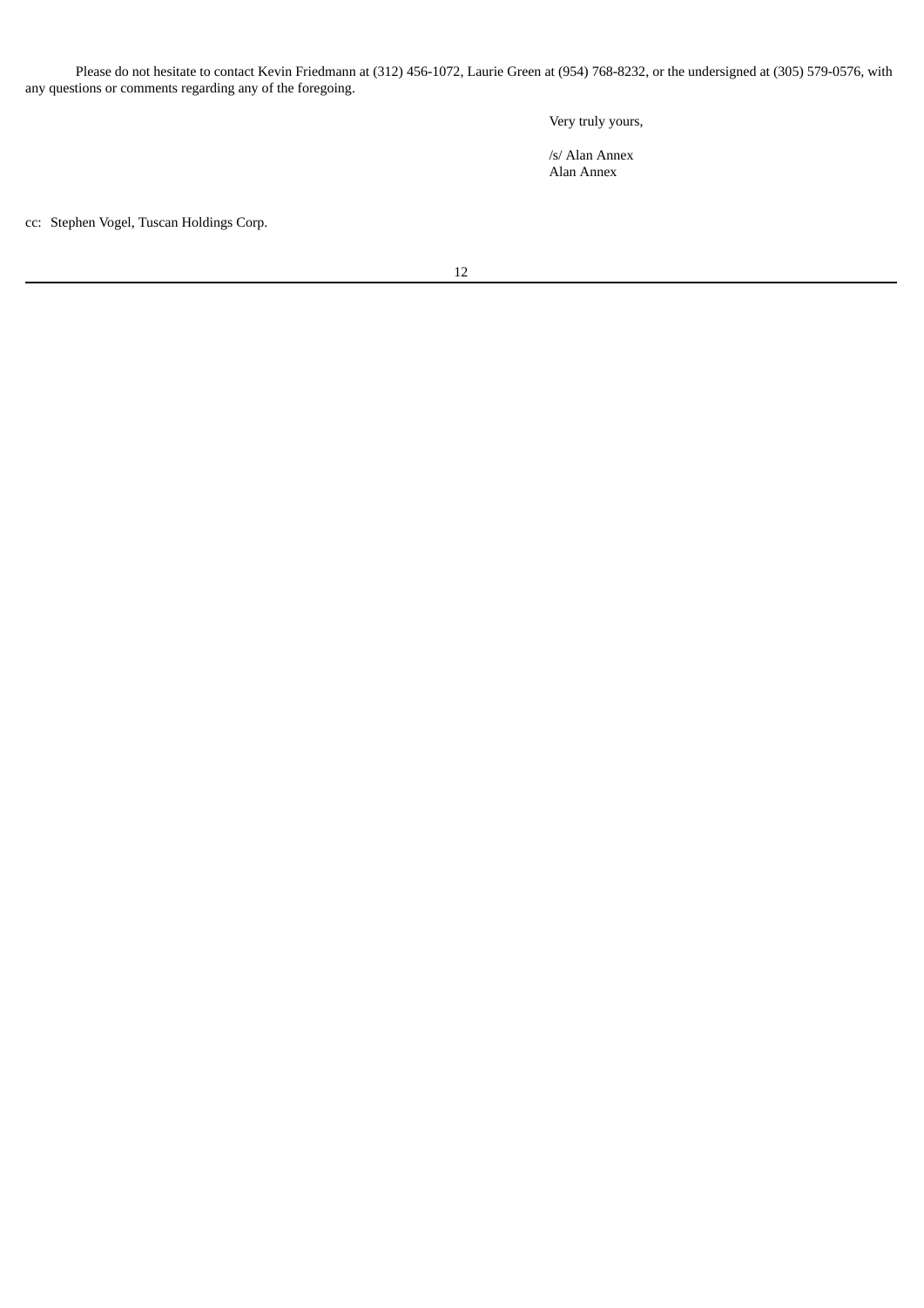Please do not hesitate to contact Kevin Friedmann at (312) 456-1072, Laurie Green at (954) 768-8232, or the undersigned at (305) 579-0576, with any questions or comments regarding any of the foregoing.

Very truly yours,

/s/ Alan Annex
Alan Annex

cc: Stephen Vogel, Tuscan Holdings Corp.